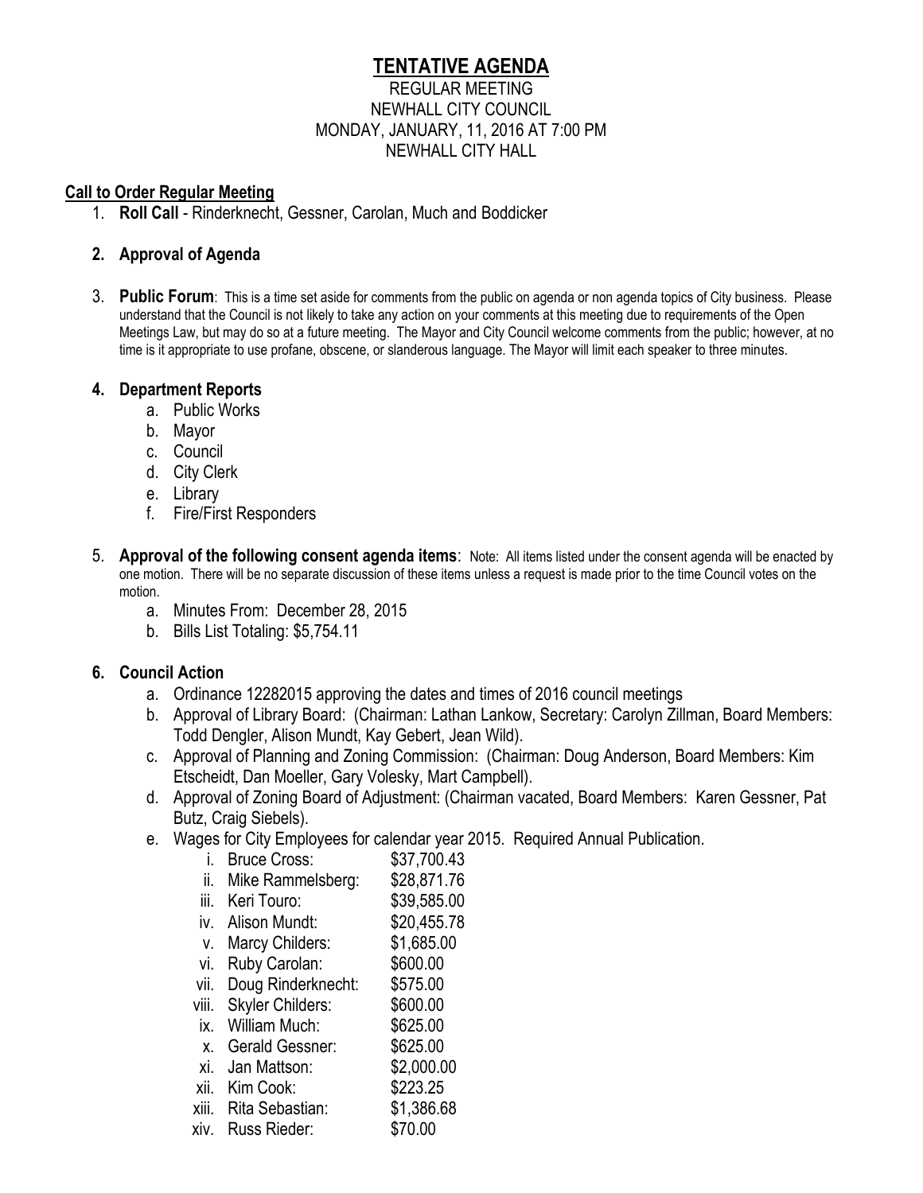# TENTATIVE AGENDA

REGULAR MEETING
NEWHALL CITY COUNCIL
MONDAY, JANUARY, 11, 2016 AT 7:00 PM
NEWHALL CITY HALL

## Call to Order Regular Meeting

1. **Roll Call** - Rinderknecht, Gessner, Carolan, Much and Boddicker

2. **Approval of Agenda**

3. **Public Forum**: This is a time set aside for comments from the public on agenda or non agenda topics of City business. Please understand that the Council is not likely to take any action on your comments at this meeting due to requirements of the Open Meetings Law, but may do so at a future meeting. The Mayor and City Council welcome comments from the public; however, at no time is it appropriate to use profane, obscene, or slanderous language. The Mayor will limit each speaker to three minutes.

4. **Department Reports**
   a. Public Works
   b. Mayor
   c. Council
   d. City Clerk
   e. Library
   f. Fire/First Responders

5. **Approval of the following consent agenda items**: Note: All items listed under the consent agenda will be enacted by one motion. There will be no separate discussion of these items unless a request is made prior to the time Council votes on the motion.
   a. Minutes From: December 28, 2015
   b. Bills List Totaling: $5,754.11

6. **Council Action**
   a. Ordinance 12282015 approving the dates and times of 2016 council meetings
   b. Approval of Library Board: (Chairman: Lathan Lankow, Secretary: Carolyn Zillman, Board Members: Todd Dengler, Alison Mundt, Kay Gebert, Jean Wild).
   c. Approval of Planning and Zoning Commission: (Chairman: Doug Anderson, Board Members: Kim Etscheidt, Dan Moeller, Gary Volesky, Mart Campbell).
   d. Approval of Zoning Board of Adjustment: (Chairman vacated, Board Members: Karen Gessner, Pat Butz, Craig Siebels).
   e. Wages for City Employees for calendar year 2015. Required Annual Publication.
      i. Bruce Cross: $37,700.43
      ii. Mike Rammelsberg: $28,871.76
      iii. Keri Touro: $39,585.00
      iv. Alison Mundt: $20,455.78
      v. Marcy Childers: $1,685.00
      vi. Ruby Carolan: $600.00
      vii. Doug Rinderknecht: $575.00
      viii. Skyler Childers: $600.00
      ix. William Much: $625.00
      x. Gerald Gessner: $625.00
      xi. Jan Mattson: $2,000.00
      xii. Kim Cook: $223.25
      xiii. Rita Sebastian: $1,386.68
      xiv. Russ Rieder: $70.00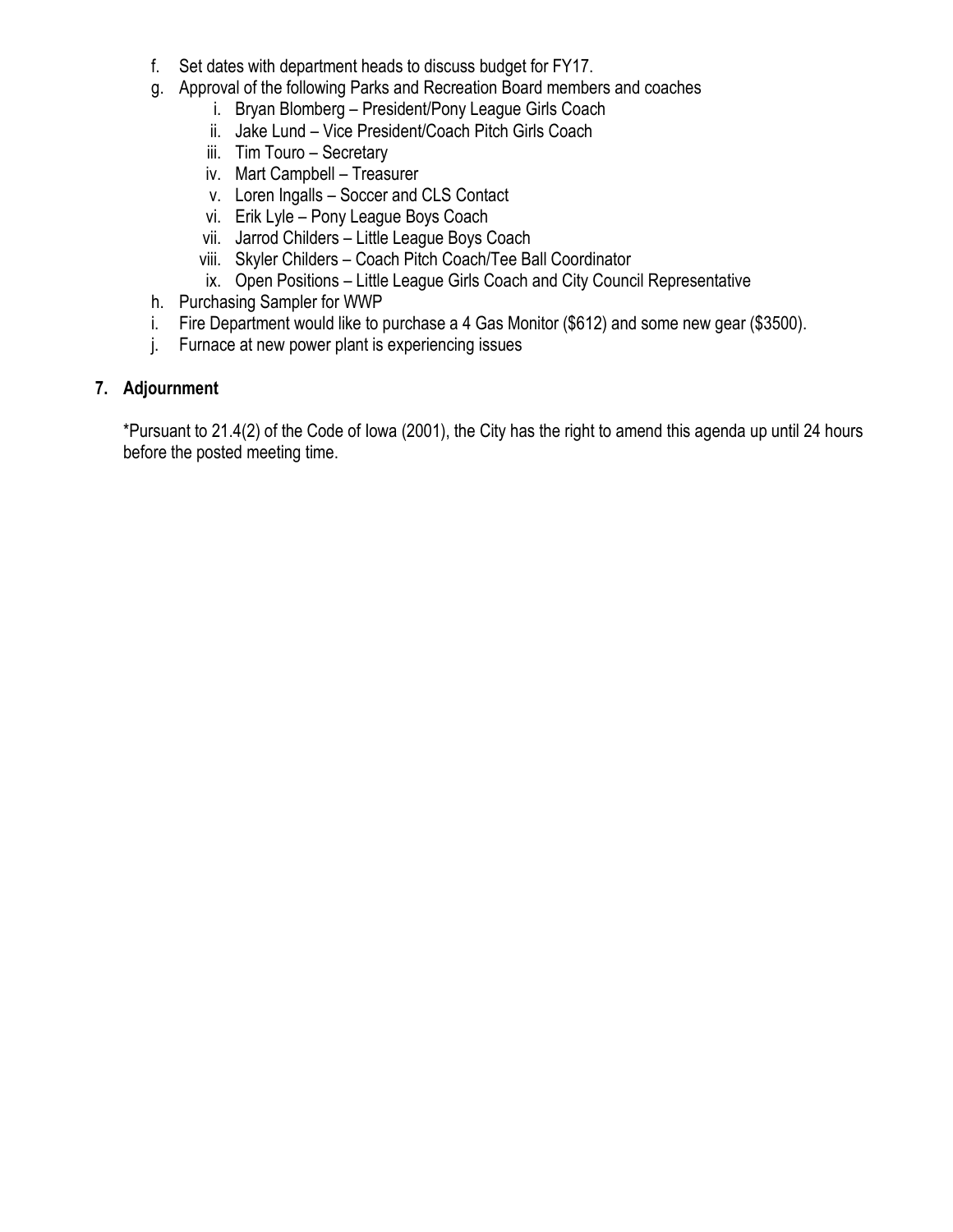f. Set dates with department heads to discuss budget for FY17.
g. Approval of the following Parks and Recreation Board members and coaches
    i. Bryan Blomberg – President/Pony League Girls Coach
    ii. Jake Lund – Vice President/Coach Pitch Girls Coach
    iii. Tim Touro – Secretary
    iv. Mart Campbell – Treasurer
    v. Loren Ingalls – Soccer and CLS Contact
    vi. Erik Lyle – Pony League Boys Coach
    vii. Jarrod Childers – Little League Boys Coach
    viii. Skyler Childers – Coach Pitch Coach/Tee Ball Coordinator
    ix. Open Positions – Little League Girls Coach and City Council Representative
h. Purchasing Sampler for WWP
i. Fire Department would like to purchase a 4 Gas Monitor ($612) and some new gear ($3500).
j. Furnace at new power plant is experiencing issues

**7. Adjournment**

*Pursuant to 21.4(2) of the Code of Iowa (2001), the City has the right to amend this agenda up until 24 hours before the posted meeting time.